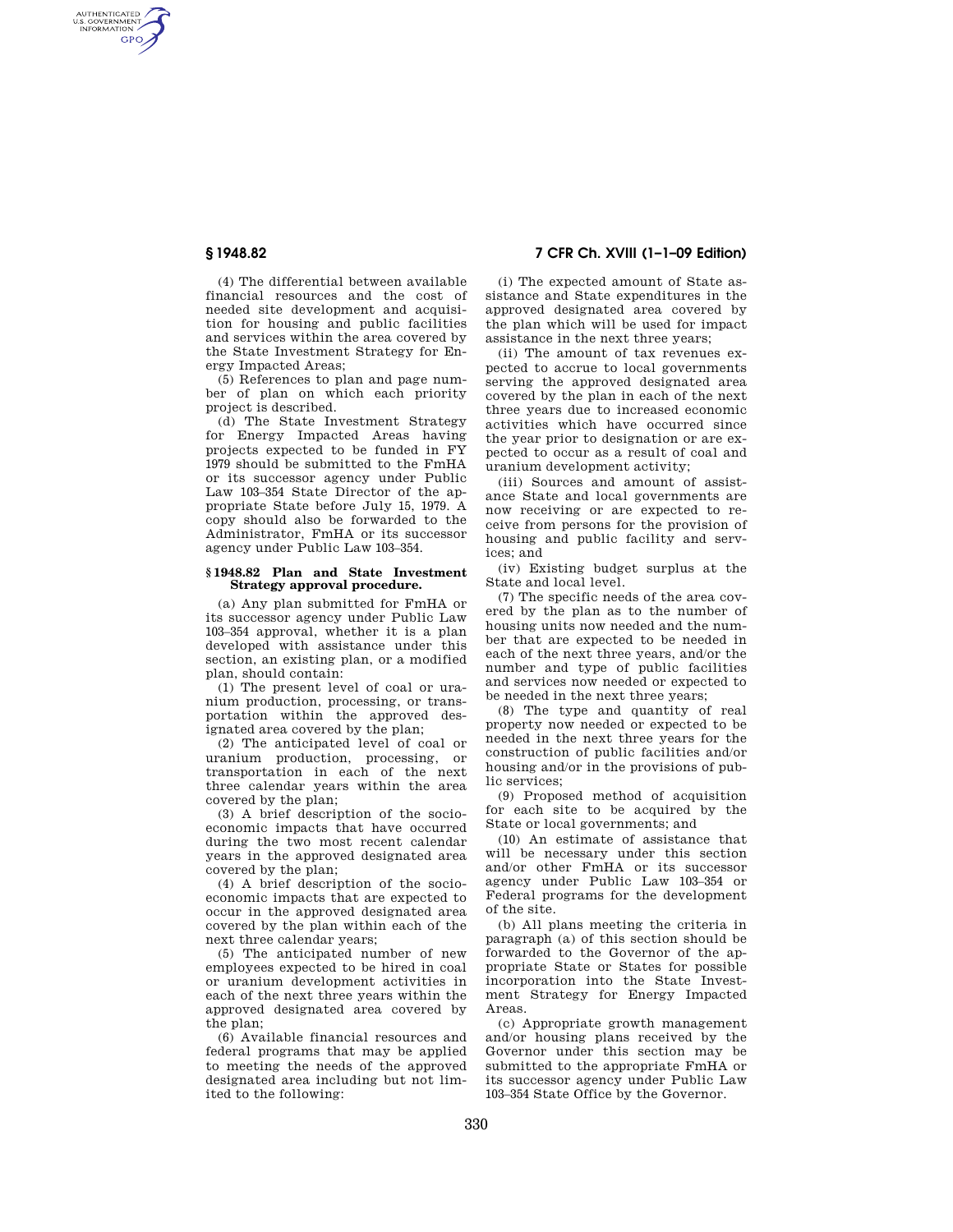(4) The differential between available financial resources and the cost of needed site development and acquisition for housing and public facilities and services within the area covered by the State Investment Strategy for Energy Impacted Areas;

(5) References to plan and page number of plan on which each priority project is described.

(d) The State Investment Strategy for Energy Impacted Areas having projects expected to be funded in FY 1979 should be submitted to the FmHA or its successor agency under Public Law 103–354 State Director of the appropriate State before July 15, 1979. A copy should also be forwarded to the Administrator, FmHA or its successor agency under Public Law 103–354.

### § 1948.82 Plan and State Investment Strategy approval procedure.

(a) Any plan submitted for FmHA or its successor agency under Public Law 103–354 approval, whether it is a plan developed with assistance under this section, an existing plan, or a modified plan, should contain:

(1) The present level of coal or uranium production, processing, or transportation within the approved designated area covered by the plan;

(2) The anticipated level of coal or uranium production, processing, or transportation in each of the next three calendar years within the area covered by the plan;

(3) A brief description of the socioeconomic impacts that have occurred during the two most recent calendar years in the approved designated area covered by the plan;

(4) A brief description of the socioeconomic impacts that are expected to occur in the approved designated area covered by the plan within each of the next three calendar years;

(5) The anticipated number of new employees expected to be hired in coal or uranium development activities in each of the next three years within the approved designated area covered by the plan;

(6) Available financial resources and federal programs that may be applied to meeting the needs of the approved designated area including but not limited to the following:

(i) The expected amount of State assistance and State expenditures in the approved designated area covered by the plan which will be used for impact assistance in the next three years;

(ii) The amount of tax revenues expected to accrue to local governments serving the approved designated area covered by the plan in each of the next three years due to increased economic activities which have occurred since the year prior to designation or are expected to occur as a result of coal and uranium development activity;

(iii) Sources and amount of assistance State and local governments are now receiving or are expected to receive from persons for the provision of housing and public facility and services; and

(iv) Existing budget surplus at the State and local level.

(7) The specific needs of the area covered by the plan as to the number of housing units now needed and the number that are expected to be needed in each of the next three years, and/or the number and type of public facilities and services now needed or expected to be needed in the next three years;

(8) The type and quantity of real property now needed or expected to be needed in the next three years for the construction of public facilities and/or housing and/or in the provisions of public services;

(9) Proposed method of acquisition for each site to be acquired by the State or local governments; and

(10) An estimate of assistance that will be necessary under this section and/or other FmHA or its successor agency under Public Law 103–354 or Federal programs for the development of the site.

(b) All plans meeting the criteria in paragraph (a) of this section should be forwarded to the Governor of the appropriate State or States for possible incorporation into the State Investment Strategy for Energy Impacted Areas.

(c) Appropriate growth management and/or housing plans received by the Governor under this section may be submitted to the appropriate FmHA or its successor agency under Public Law 103–354 State Office by the Governor.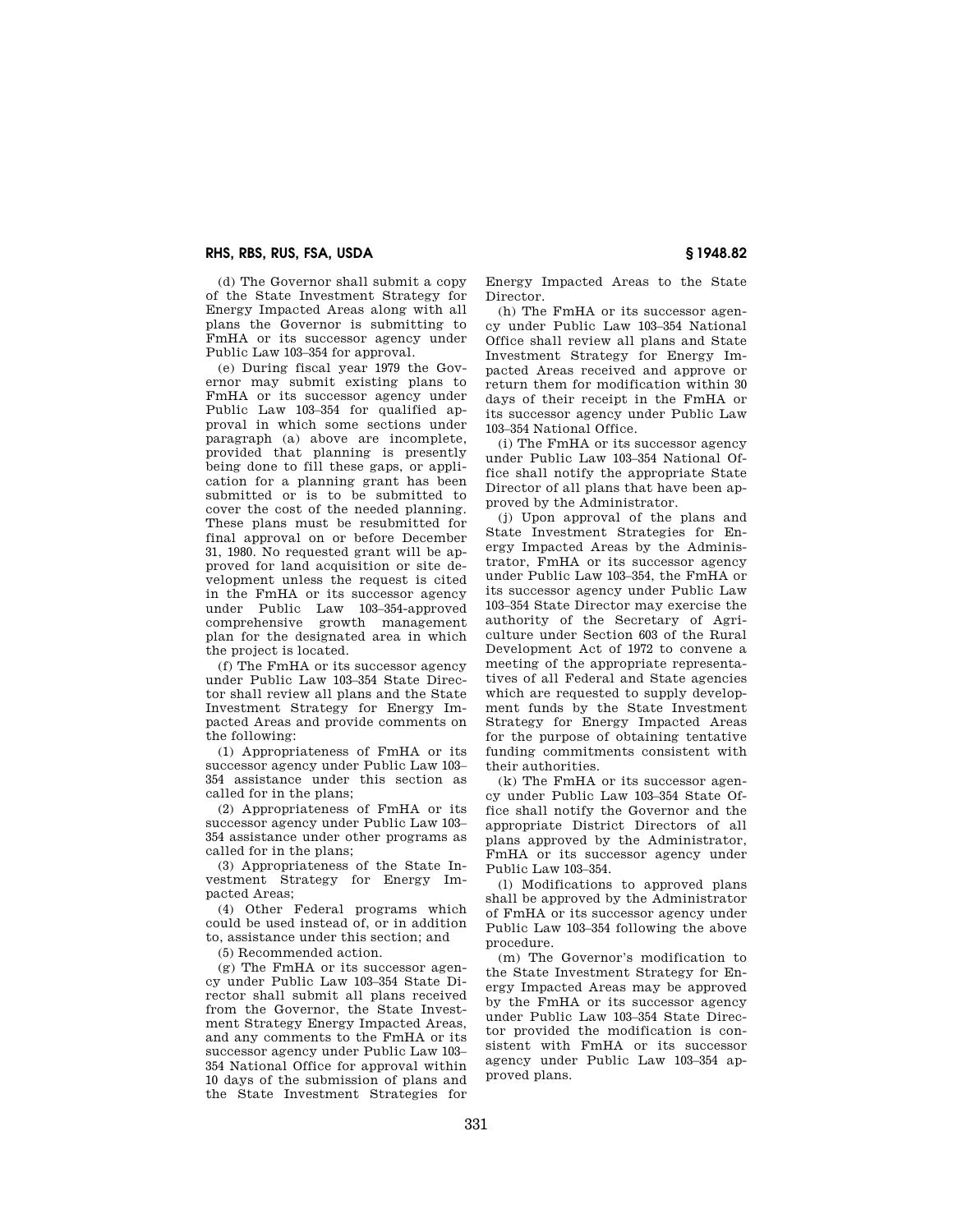(d) The Governor shall submit a copy of the State Investment Strategy for Energy Impacted Areas along with all plans the Governor is submitting to FmHA or its successor agency under Public Law 103–354 for approval.

(e) During fiscal year 1979 the Governor may submit existing plans to FmHA or its successor agency under Public Law 103–354 for qualified approval in which some sections under paragraph (a) above are incomplete, provided that planning is presently being done to fill these gaps, or application for a planning grant has been submitted or is to be submitted to cover the cost of the needed planning. These plans must be resubmitted for final approval on or before December 31, 1980. No requested grant will be approved for land acquisition or site development unless the request is cited in the FmHA or its successor agency under Public Law 103–354-approved comprehensive growth management plan for the designated area in which the project is located.

(f) The FmHA or its successor agency under Public Law 103–354 State Director shall review all plans and the State Investment Strategy for Energy Impacted Areas and provide comments on the following:

(1) Appropriateness of FmHA or its successor agency under Public Law 103–354 assistance under this section as called for in the plans;

(2) Appropriateness of FmHA or its successor agency under Public Law 103–354 assistance under other programs as called for in the plans;

(3) Appropriateness of the State Investment Strategy for Energy Impacted Areas;

(4) Other Federal programs which could be used instead of, or in addition to, assistance under this section; and

(5) Recommended action.

(g) The FmHA or its successor agency under Public Law 103–354 State Director shall submit all plans received from the Governor, the State Investment Strategy Energy Impacted Areas, and any comments to the FmHA or its successor agency under Public Law 103–354 National Office for approval within 10 days of the submission of plans and the State Investment Strategies for Energy Impacted Areas to the State Director.

(h) The FmHA or its successor agency under Public Law 103–354 National Office shall review all plans and State Investment Strategy for Energy Impacted Areas received and approve or return them for modification within 30 days of their receipt in the FmHA or its successor agency under Public Law 103–354 National Office.

(i) The FmHA or its successor agency under Public Law 103–354 National Office shall notify the appropriate State Director of all plans that have been approved by the Administrator.

(j) Upon approval of the plans and State Investment Strategies for Energy Impacted Areas by the Administrator, FmHA or its successor agency under Public Law 103–354, the FmHA or its successor agency under Public Law 103–354 State Director may exercise the authority of the Secretary of Agriculture under Section 603 of the Rural Development Act of 1972 to convene a meeting of the appropriate representatives of all Federal and State agencies which are requested to supply development funds by the State Investment Strategy for Energy Impacted Areas for the purpose of obtaining tentative funding commitments consistent with their authorities.

(k) The FmHA or its successor agency under Public Law 103–354 State Office shall notify the Governor and the appropriate District Directors of all plans approved by the Administrator, FmHA or its successor agency under Public Law 103–354.

(l) Modifications to approved plans shall be approved by the Administrator of FmHA or its successor agency under Public Law 103–354 following the above procedure.

(m) The Governor's modification to the State Investment Strategy for Energy Impacted Areas may be approved by the FmHA or its successor agency under Public Law 103–354 State Director provided the modification is consistent with FmHA or its successor agency under Public Law 103–354 approved plans.